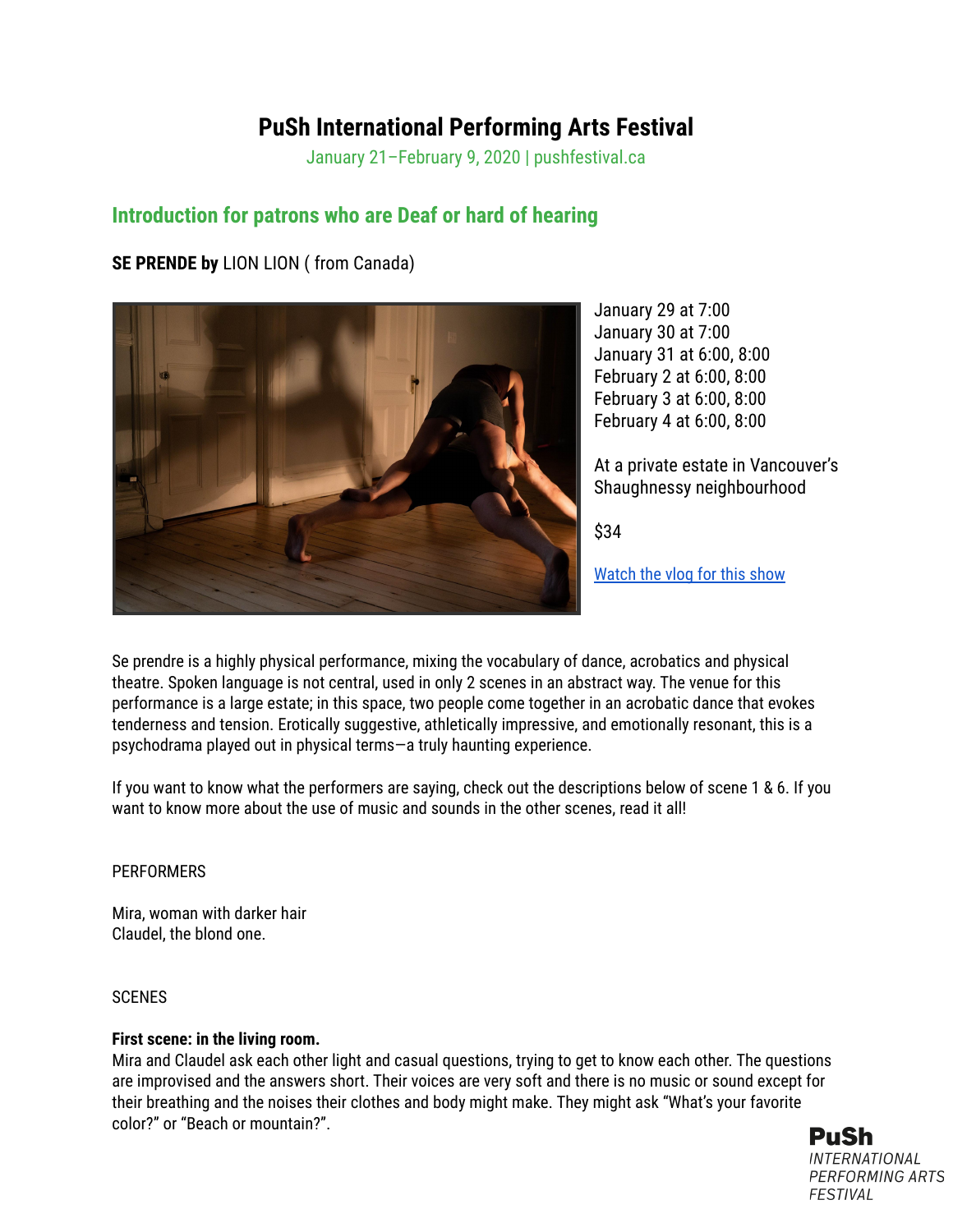# PuSh International Performing Arts Festival

January 21–February 9, 2020 | pushfestival.ca

## Introduction for patrons who are Deaf or hard of hearing

**SE PRENDE by** LION LION ( from Canada)

January 29 at 7:00
January 30 at 7:00
January 31 at 6:00, 8:00
February 2 at 6:00, 8:00
February 3 at 6:00, 8:00
February 4 at 6:00, 8:00

At a private estate in Vancouver's Shaughnessy neighbourhood

$34

[Watch the vlog for this show]

Se prendre is a highly physical performance, mixing the vocabulary of dance, acrobatics and physical theatre. Spoken language is not central, used in only 2 scenes in an abstract way. The venue for this performance is a large estate; in this space, two people come together in an acrobatic dance that evokes tenderness and tension. Erotically suggestive, athletically impressive, and emotionally resonant, this is a psychodrama played out in physical terms—a truly haunting experience.

If you want to know what the performers are saying, check out the descriptions below of scene 1 & 6. If you want to know more about the use of music and sounds in the other scenes, read it all!

PERFORMERS

Mira, woman with darker hair
Claudel, the blond one.

SCENES

**First scene: in the living room.**
Mira and Claudel ask each other light and casual questions, trying to get to know each other. The questions are improvised and the answers short. Their voices are very soft and there is no music or sound except for their breathing and the noises their clothes and body might make. They might ask "What's your favorite color?" or "Beach or mountain?".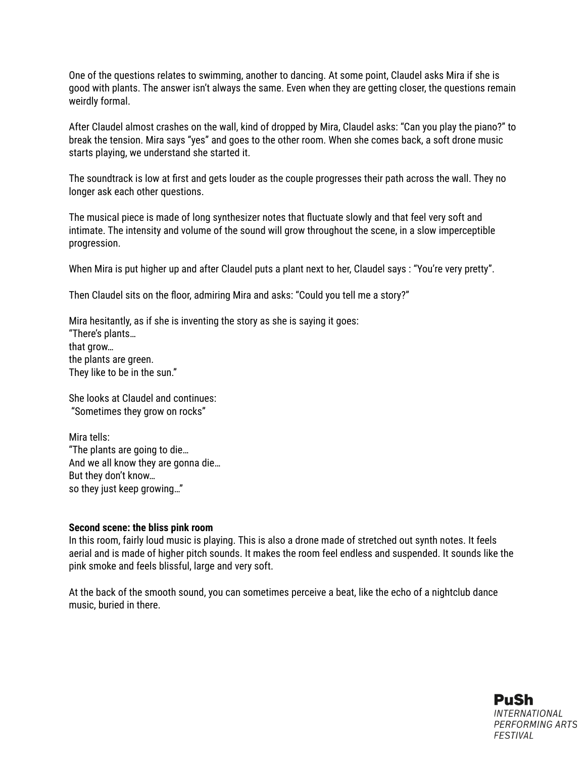One of the questions relates to swimming, another to dancing. At some point, Claudel asks Mira if she is good with plants. The answer isn't always the same. Even when they are getting closer, the questions remain weirdly formal.

After Claudel almost crashes on the wall, kind of dropped by Mira, Claudel asks: "Can you play the piano?" to break the tension. Mira says "yes" and goes to the other room. When she comes back, a soft drone music starts playing, we understand she started it.

The soundtrack is low at first and gets louder as the couple progresses their path across the wall. They no longer ask each other questions.

The musical piece is made of long synthesizer notes that fluctuate slowly and that feel very soft and intimate. The intensity and volume of the sound will grow throughout the scene, in a slow imperceptible progression.

When Mira is put higher up and after Claudel puts a plant next to her, Claudel says : "You're very pretty".

Then Claudel sits on the floor, admiring Mira and asks: "Could you tell me a story?"

Mira hesitantly, as if she is inventing the story as she is saying it goes:
"There's plants…
that grow…
the plants are green.
They like to be in the sun."

She looks at Claudel and continues:
"Sometimes they grow on rocks"

Mira tells:
"The plants are going to die…
And we all know they are gonna die…
But they don't know…
so they just keep growing…"

**Second scene: the bliss pink room**
In this room, fairly loud music is playing. This is also a drone made of stretched out synth notes. It feels aerial and is made of higher pitch sounds. It makes the room feel endless and suspended. It sounds like the pink smoke and feels blissful, large and very soft.

At the back of the smooth sound, you can sometimes perceive a beat, like the echo of a nightclub dance music, buried in there.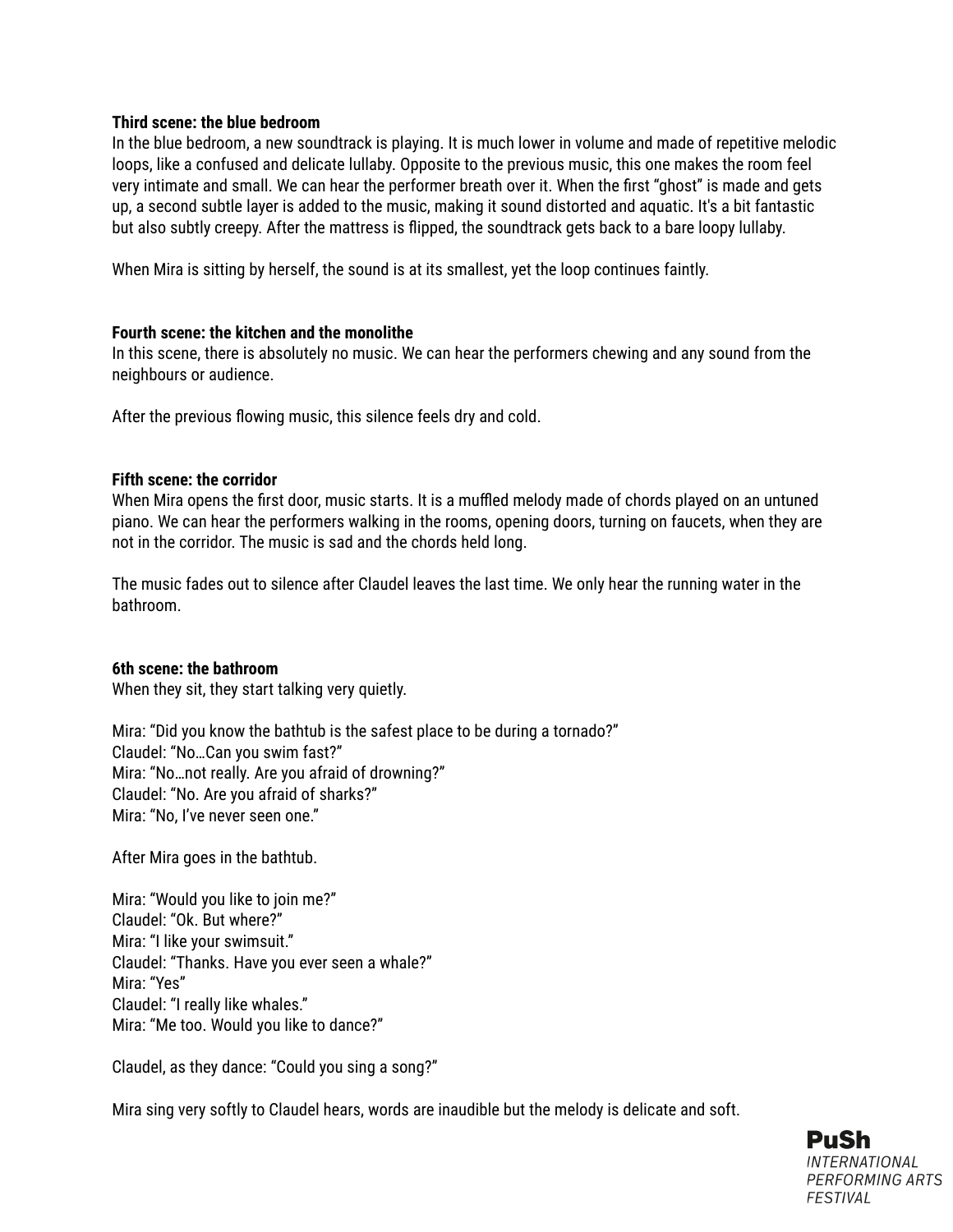**Third scene: the blue bedroom**

In the blue bedroom, a new soundtrack is playing. It is much lower in volume and made of repetitive melodic loops, like a confused and delicate lullaby. Opposite to the previous music, this one makes the room feel very intimate and small. We can hear the performer breath over it. When the first "ghost" is made and gets up, a second subtle layer is added to the music, making it sound distorted and aquatic. It's a bit fantastic but also subtly creepy. After the mattress is flipped, the soundtrack gets back to a bare loopy lullaby.

When Mira is sitting by herself, the sound is at its smallest, yet the loop continues faintly.

**Fourth scene: the kitchen and the monolithe**

In this scene, there is absolutely no music. We can hear the performers chewing and any sound from the neighbours or audience.

After the previous flowing music, this silence feels dry and cold.

**Fifth scene: the corridor**

When Mira opens the first door, music starts. It is a muffled melody made of chords played on an untuned piano. We can hear the performers walking in the rooms, opening doors, turning on faucets, when they are not in the corridor. The music is sad and the chords held long.

The music fades out to silence after Claudel leaves the last time. We only hear the running water in the bathroom.

**6th scene: the bathroom**

When they sit, they start talking very quietly.

Mira: "Did you know the bathtub is the safest place to be during a tornado?"
Claudel: "No…Can you swim fast?"
Mira: "No…not really. Are you afraid of drowning?"
Claudel: "No. Are you afraid of sharks?"
Mira: "No, I've never seen one."

After Mira goes in the bathtub.

Mira: "Would you like to join me?"
Claudel: "Ok. But where?"
Mira: "I like your swimsuit."
Claudel: "Thanks. Have you ever seen a whale?"
Mira: "Yes"
Claudel: "I really like whales."
Mira: "Me too. Would you like to dance?"

Claudel, as they dance: "Could you sing a song?"

Mira sing very softly to Claudel hears, words are inaudible but the melody is delicate and soft.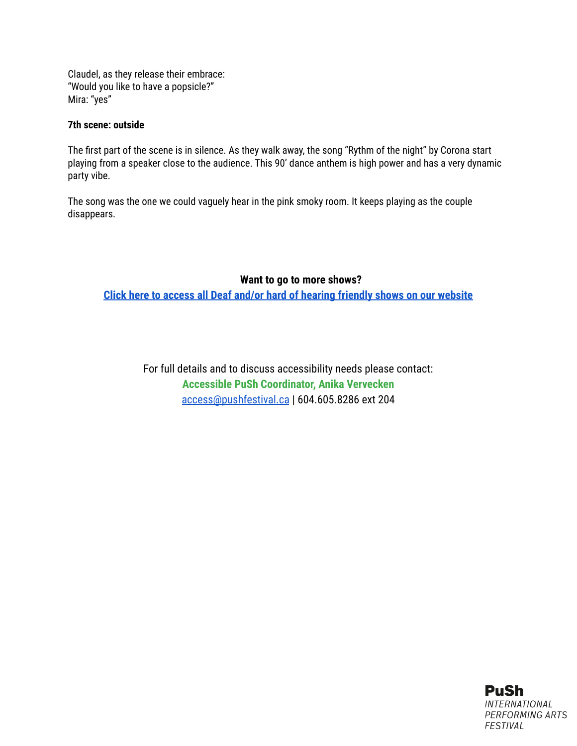Claudel, as they release their embrace:
"Would you like to have a popsicle?"
Mira: "yes"

**7th scene: outside**

The first part of the scene is in silence. As they walk away, the song "Rythm of the night" by Corona start playing from a speaker close to the audience. This 90' dance anthem is high power and has a very dynamic party vibe.

The song was the one we could vaguely hear in the pink smoky room. It keeps playing as the couple disappears.

**Want to go to more shows?**

**Click here to access all Deaf and/or hard of hearing friendly shows on our website**

For full details and to discuss accessibility needs please contact:

**Accessible PuSh Coordinator, Anika Vervecken**

access@pushfestival.ca | 604.605.8286 ext 204

**PuSh**
*INTERNATIONAL PERFORMING ARTS FESTIVAL*